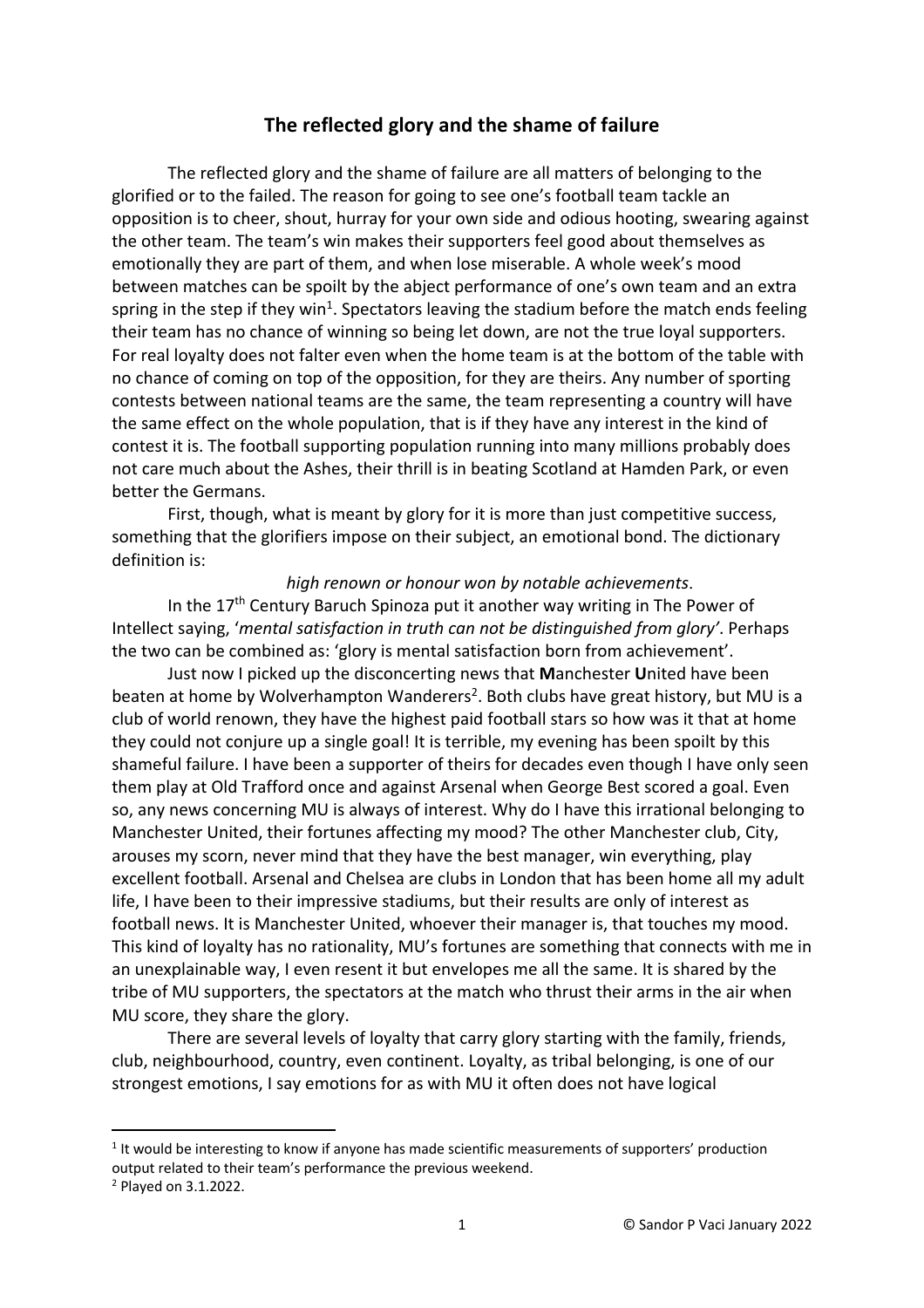## The reflected glory and the shame of failure

The reflected glory and the shame of failure are all matters of belonging to the glorified or to the failed. The reason for going to see one's football team tackle an opposition is to cheer, shout, hurray for your own side and odious hooting, swearing against the other team. The team's win makes their supporters feel good about themselves as emotionally they are part of them, and when lose miserable. A whole week's mood between matches can be spoilt by the abject performance of one's own team and an extra spring in the step if they win[1]. Spectators leaving the stadium before the match ends feeling their team has no chance of winning so being let down, are not the true loyal supporters. For real loyalty does not falter even when the home team is at the bottom of the table with no chance of coming on top of the opposition, for they are theirs. Any number of sporting contests between national teams are the same, the team representing a country will have the same effect on the whole population, that is if they have any interest in the kind of contest it is. The football supporting population running into many millions probably does not care much about the Ashes, their thrill is in beating Scotland at Hamden Park, or even better the Germans.

First, though, what is meant by glory for it is more than just competitive success, something that the glorifiers impose on their subject, an emotional bond. The dictionary definition is:

*high renown or honour won by notable achievements*.

In the 17th Century Baruch Spinoza put it another way writing in The Power of Intellect saying, '*mental satisfaction in truth can not be distinguished from glory'*. Perhaps the two can be combined as: 'glory is mental satisfaction born from achievement'.

Just now I picked up the disconcerting news that **M**anchester **U**nited have been beaten at home by Wolverhampton Wanderers[2]. Both clubs have great history, but MU is a club of world renown, they have the highest paid football stars so how was it that at home they could not conjure up a single goal! It is terrible, my evening has been spoilt by this shameful failure. I have been a supporter of theirs for decades even though I have only seen them play at Old Trafford once and against Arsenal when George Best scored a goal. Even so, any news concerning MU is always of interest. Why do I have this irrational belonging to Manchester United, their fortunes affecting my mood? The other Manchester club, City, arouses my scorn, never mind that they have the best manager, win everything, play excellent football. Arsenal and Chelsea are clubs in London that has been home all my adult life, I have been to their impressive stadiums, but their results are only of interest as football news. It is Manchester United, whoever their manager is, that touches my mood. This kind of loyalty has no rationality, MU's fortunes are something that connects with me in an unexplainable way, I even resent it but envelopes me all the same. It is shared by the tribe of MU supporters, the spectators at the match who thrust their arms in the air when MU score, they share the glory.

There are several levels of loyalty that carry glory starting with the family, friends, club, neighbourhood, country, even continent. Loyalty, as tribal belonging, is one of our strongest emotions, I say emotions for as with MU it often does not have logical

---

[1] It would be interesting to know if anyone has made scientific measurements of supporters' production output related to their team's performance the previous weekend.

[2] Played on 3.1.2022.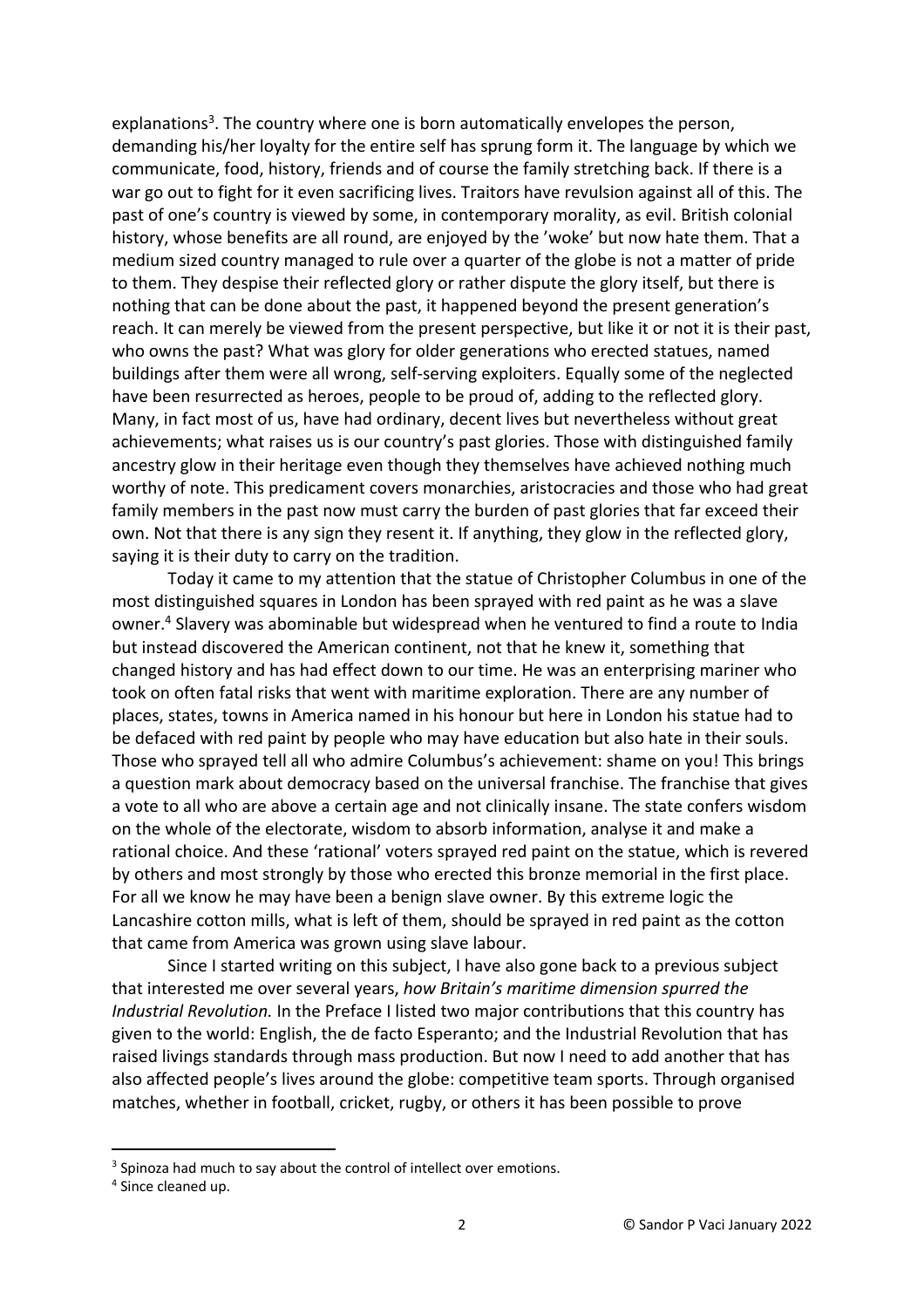explanations[3]. The country where one is born automatically envelopes the person, demanding his/her loyalty for the entire self has sprung form it. The language by which we communicate, food, history, friends and of course the family stretching back. If there is a war go out to fight for it even sacrificing lives. Traitors have revulsion against all of this. The past of one's country is viewed by some, in contemporary morality, as evil. British colonial history, whose benefits are all round, are enjoyed by the 'woke' but now hate them. That a medium sized country managed to rule over a quarter of the globe is not a matter of pride to them. They despise their reflected glory or rather dispute the glory itself, but there is nothing that can be done about the past, it happened beyond the present generation's reach. It can merely be viewed from the present perspective, but like it or not it is their past, who owns the past? What was glory for older generations who erected statues, named buildings after them were all wrong, self-serving exploiters. Equally some of the neglected have been resurrected as heroes, people to be proud of, adding to the reflected glory. Many, in fact most of us, have had ordinary, decent lives but nevertheless without great achievements; what raises us is our country's past glories. Those with distinguished family ancestry glow in their heritage even though they themselves have achieved nothing much worthy of note. This predicament covers monarchies, aristocracies and those who had great family members in the past now must carry the burden of past glories that far exceed their own. Not that there is any sign they resent it. If anything, they glow in the reflected glory, saying it is their duty to carry on the tradition.

Today it came to my attention that the statue of Christopher Columbus in one of the most distinguished squares in London has been sprayed with red paint as he was a slave owner.[4] Slavery was abominable but widespread when he ventured to find a route to India but instead discovered the American continent, not that he knew it, something that changed history and has had effect down to our time. He was an enterprising mariner who took on often fatal risks that went with maritime exploration. There are any number of places, states, towns in America named in his honour but here in London his statue had to be defaced with red paint by people who may have education but also hate in their souls. Those who sprayed tell all who admire Columbus's achievement: shame on you! This brings a question mark about democracy based on the universal franchise. The franchise that gives a vote to all who are above a certain age and not clinically insane. The state confers wisdom on the whole of the electorate, wisdom to absorb information, analyse it and make a rational choice. And these 'rational' voters sprayed red paint on the statue, which is revered by others and most strongly by those who erected this bronze memorial in the first place. For all we know he may have been a benign slave owner. By this extreme logic the Lancashire cotton mills, what is left of them, should be sprayed in red paint as the cotton that came from America was grown using slave labour.

Since I started writing on this subject, I have also gone back to a previous subject that interested me over several years, *how Britain's maritime dimension spurred the Industrial Revolution.* In the Preface I listed two major contributions that this country has given to the world: English, the de facto Esperanto; and the Industrial Revolution that has raised livings standards through mass production. But now I need to add another that has also affected people's lives around the globe: competitive team sports. Through organised matches, whether in football, cricket, rugby, or others it has been possible to prove

---

[3] Spinoza had much to say about the control of intellect over emotions.

[4] Since cleaned up.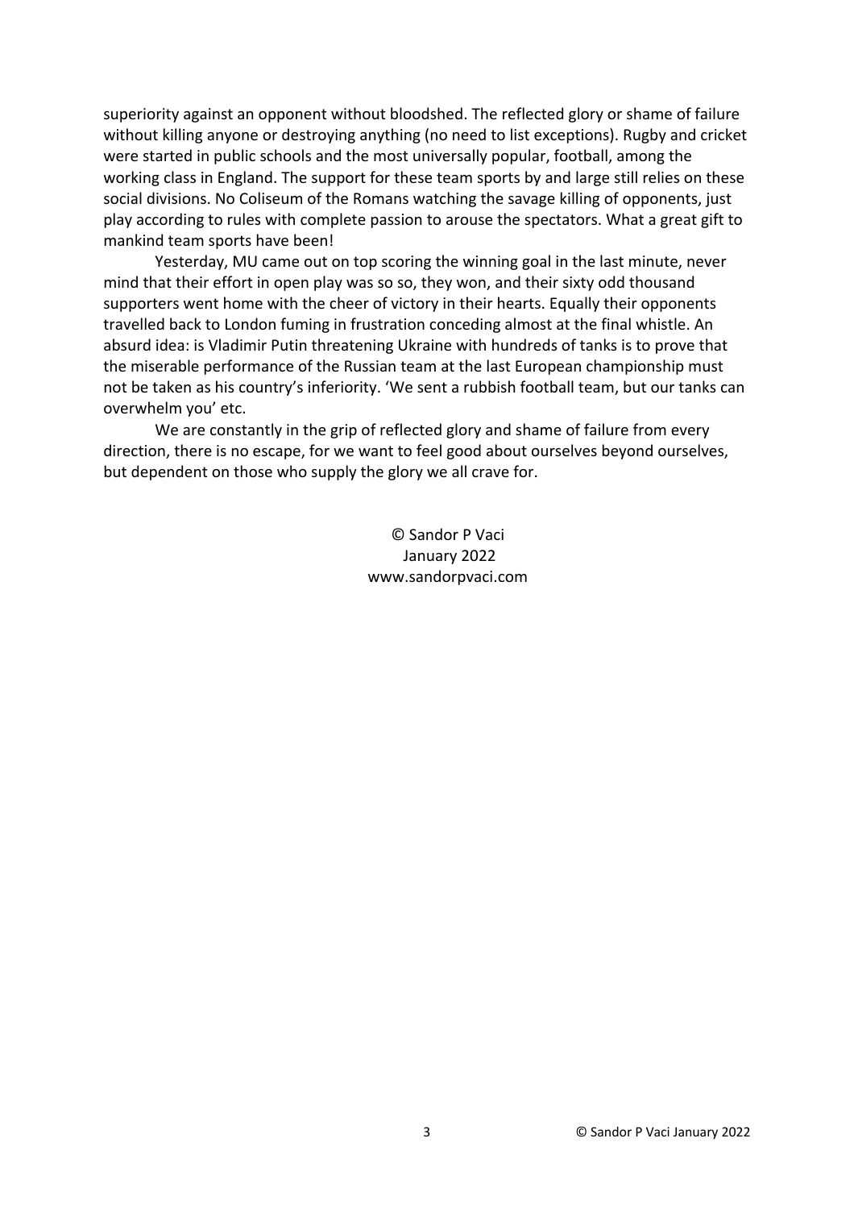superiority against an opponent without bloodshed. The reflected glory or shame of failure without killing anyone or destroying anything (no need to list exceptions). Rugby and cricket were started in public schools and the most universally popular, football, among the working class in England. The support for these team sports by and large still relies on these social divisions. No Coliseum of the Romans watching the savage killing of opponents, just play according to rules with complete passion to arouse the spectators. What a great gift to mankind team sports have been!

Yesterday, MU came out on top scoring the winning goal in the last minute, never mind that their effort in open play was so so, they won, and their sixty odd thousand supporters went home with the cheer of victory in their hearts. Equally their opponents travelled back to London fuming in frustration conceding almost at the final whistle. An absurd idea: is Vladimir Putin threatening Ukraine with hundreds of tanks is to prove that the miserable performance of the Russian team at the last European championship must not be taken as his country's inferiority. 'We sent a rubbish football team, but our tanks can overwhelm you' etc.

We are constantly in the grip of reflected glory and shame of failure from every direction, there is no escape, for we want to feel good about ourselves beyond ourselves, but dependent on those who supply the glory we all crave for.

© Sandor P Vaci
January 2022
www.sandorpvaci.com